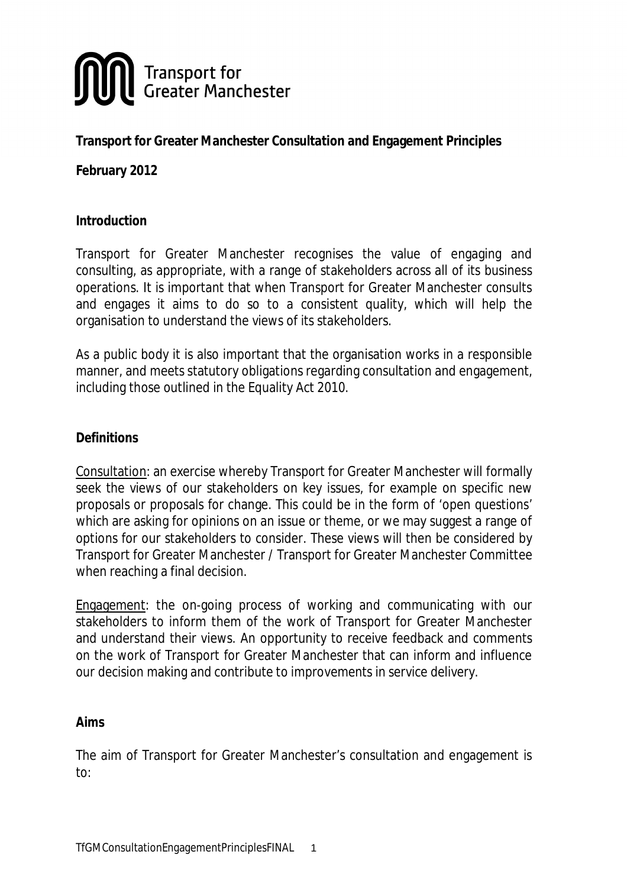Transport for Greater Manchester

**Transport for Greater Manchester Consultation and Engagement Principles**

**February 2012**

## Introduction

Transport for Greater Manchester recognises the value of engaging and consulting, as appropriate, with a range of stakeholders across all of its business operations. It is important that when Transport for Greater Manchester consults and engages it aims to do so to a consistent quality, which will help the organisation to understand the views of its stakeholders.

As a public body it is also important that the organisation works in a responsible manner, and meets statutory obligations regarding consultation and engagement, including those outlined in the Equality Act 2010.

## Definitions

Consultation: an exercise whereby Transport for Greater Manchester will formally seek the views of our stakeholders on key issues, for example on specific new proposals or proposals for change. This could be in the form of 'open questions' which are asking for opinions on an issue or theme, or we may suggest a range of options for our stakeholders to consider. These views will then be considered by Transport for Greater Manchester / Transport for Greater Manchester Committee when reaching a final decision.

Engagement: the on-going process of working and communicating with our stakeholders to inform them of the work of Transport for Greater Manchester and understand their views. An opportunity to receive feedback and comments on the work of Transport for Greater Manchester that can inform and influence our decision making and contribute to improvements in service delivery.

## Aims

The aim of Transport for Greater Manchester's consultation and engagement is to: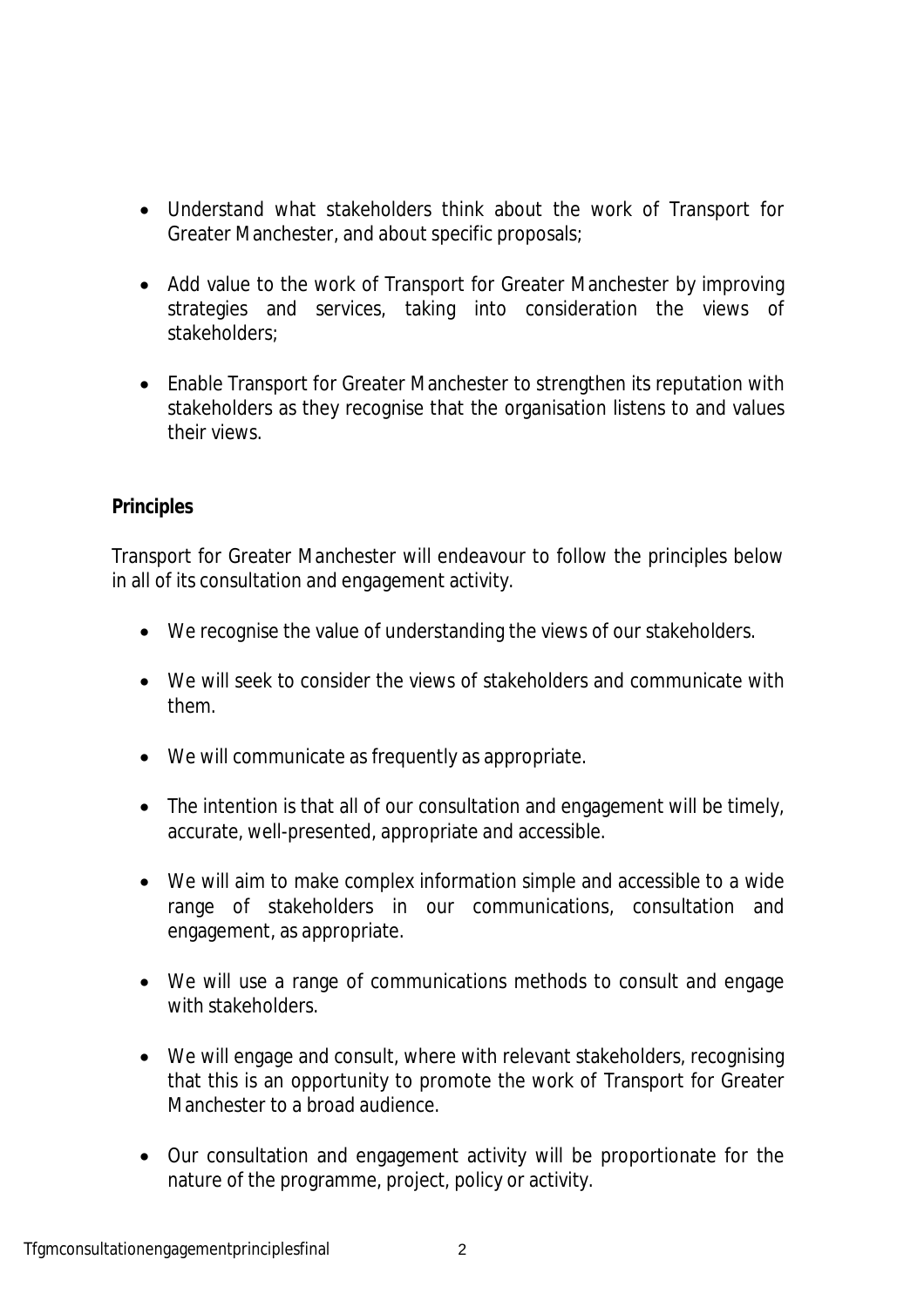- Understand what stakeholders think about the work of Transport for Greater Manchester, and about specific proposals;

- Add value to the work of Transport for Greater Manchester by improving strategies and services, taking into consideration the views of stakeholders;

- Enable Transport for Greater Manchester to strengthen its reputation with stakeholders as they recognise that the organisation listens to and values their views.

**Principles**

Transport for Greater Manchester will endeavour to follow the principles below in all of its consultation and engagement activity.

- We recognise the value of understanding the views of our stakeholders.

- We will seek to consider the views of stakeholders and communicate with them.

- We will communicate as frequently as appropriate.

- The intention is that all of our consultation and engagement will be timely, accurate, well-presented, appropriate and accessible.

- We will aim to make complex information simple and accessible to a wide range of stakeholders in our communications, consultation and engagement, as appropriate.

- We will use a range of communications methods to consult and engage with stakeholders.

- We will engage and consult, where with relevant stakeholders, recognising that this is an opportunity to promote the work of Transport for Greater Manchester to a broad audience.

- Our consultation and engagement activity will be proportionate for the nature of the programme, project, policy or activity.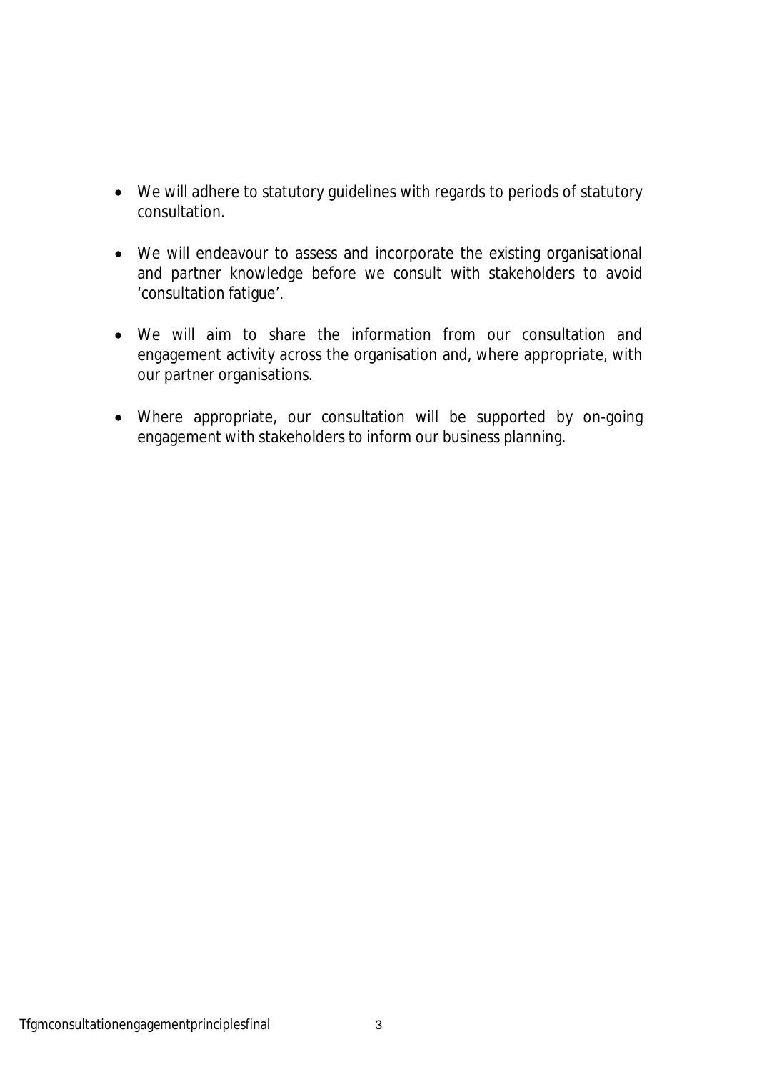- We will adhere to statutory guidelines with regards to periods of statutory consultation.

- We will endeavour to assess and incorporate the existing organisational and partner knowledge before we consult with stakeholders to avoid 'consultation fatigue'.

- We will aim to share the information from our consultation and engagement activity across the organisation and, where appropriate, with our partner organisations.

- Where appropriate, our consultation will be supported by on-going engagement with stakeholders to inform our business planning.